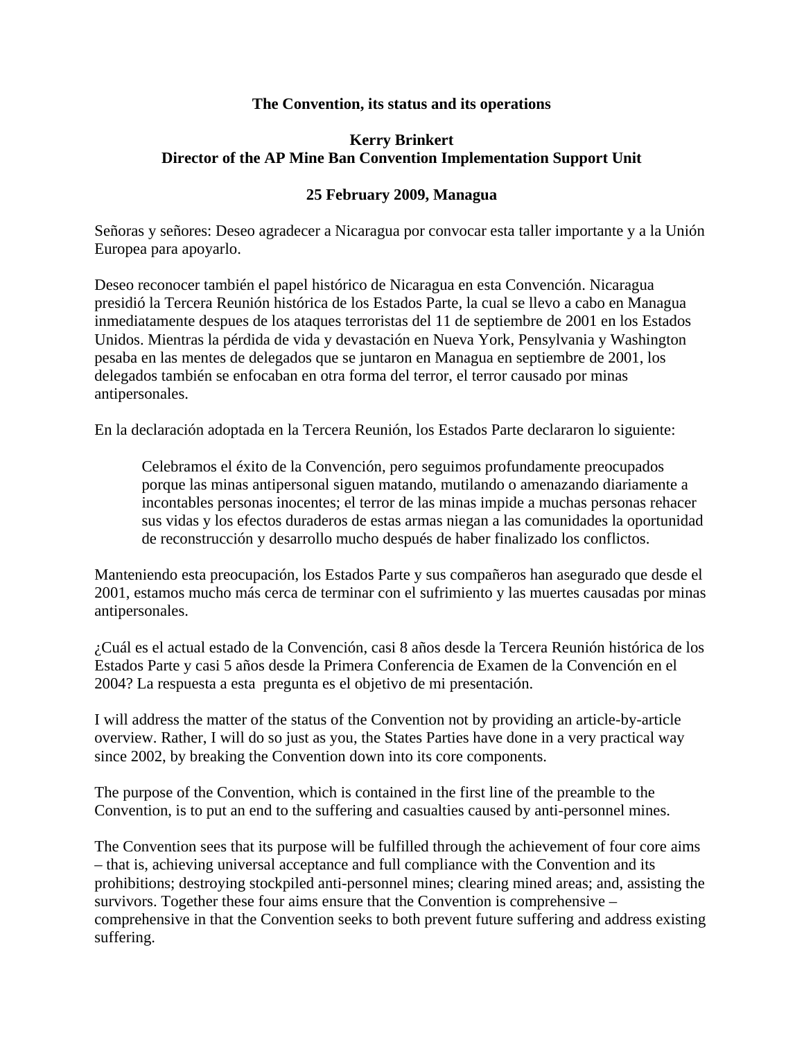**The Convention, its status and its operations**

**Kerry Brinkert**
**Director of the AP Mine Ban Convention Implementation Support Unit**

**25 February 2009, Managua**

Señoras y señores: Deseo agradecer a Nicaragua por convocar esta taller importante y a la Unión Europea para apoyarlo.

Deseo reconocer también el papel histórico de Nicaragua en esta Convención. Nicaragua presidió la Tercera Reunión histórica de los Estados Parte, la cual se llevo a cabo en Managua inmediatamente despues de los ataques terroristas del 11 de septiembre de 2001 en los Estados Unidos. Mientras la pérdida de vida y devastación en Nueva York, Pensylvania y Washington pesaba en las mentes de delegados que se juntaron en Managua en septiembre de 2001, los delegados también se enfocaban en otra forma del terror, el terror causado por minas antipersonales.

En la declaración adoptada en la Tercera Reunión, los Estados Parte declararon lo siguiente:

> Celebramos el éxito de la Convención, pero seguimos profundamente preocupados porque las minas antipersonal siguen matando, mutilando o amenazando diariamente a incontables personas inocentes; el terror de las minas impide a muchas personas rehacer sus vidas y los efectos duraderos de estas armas niegan a las comunidades la oportunidad de reconstrucción y desarrollo mucho después de haber finalizado los conflictos.

Manteniendo esta preocupación, los Estados Parte y sus compañeros han asegurado que desde el 2001, estamos mucho más cerca de terminar con el sufrimiento y las muertes causadas por minas antipersonales.

¿Cuál es el actual estado de la Convención, casi 8 años desde la Tercera Reunión histórica de los Estados Parte y casi 5 años desde la Primera Conferencia de Examen de la Convención en el 2004? La respuesta a esta pregunta es el objetivo de mi presentación.

I will address the matter of the status of the Convention not by providing an article-by-article overview. Rather, I will do so just as you, the States Parties have done in a very practical way since 2002, by breaking the Convention down into its core components.

The purpose of the Convention, which is contained in the first line of the preamble to the Convention, is to put an end to the suffering and casualties caused by anti-personnel mines.

The Convention sees that its purpose will be fulfilled through the achievement of four core aims – that is, achieving universal acceptance and full compliance with the Convention and its prohibitions; destroying stockpiled anti-personnel mines; clearing mined areas; and, assisting the survivors. Together these four aims ensure that the Convention is comprehensive – comprehensive in that the Convention seeks to both prevent future suffering and address existing suffering.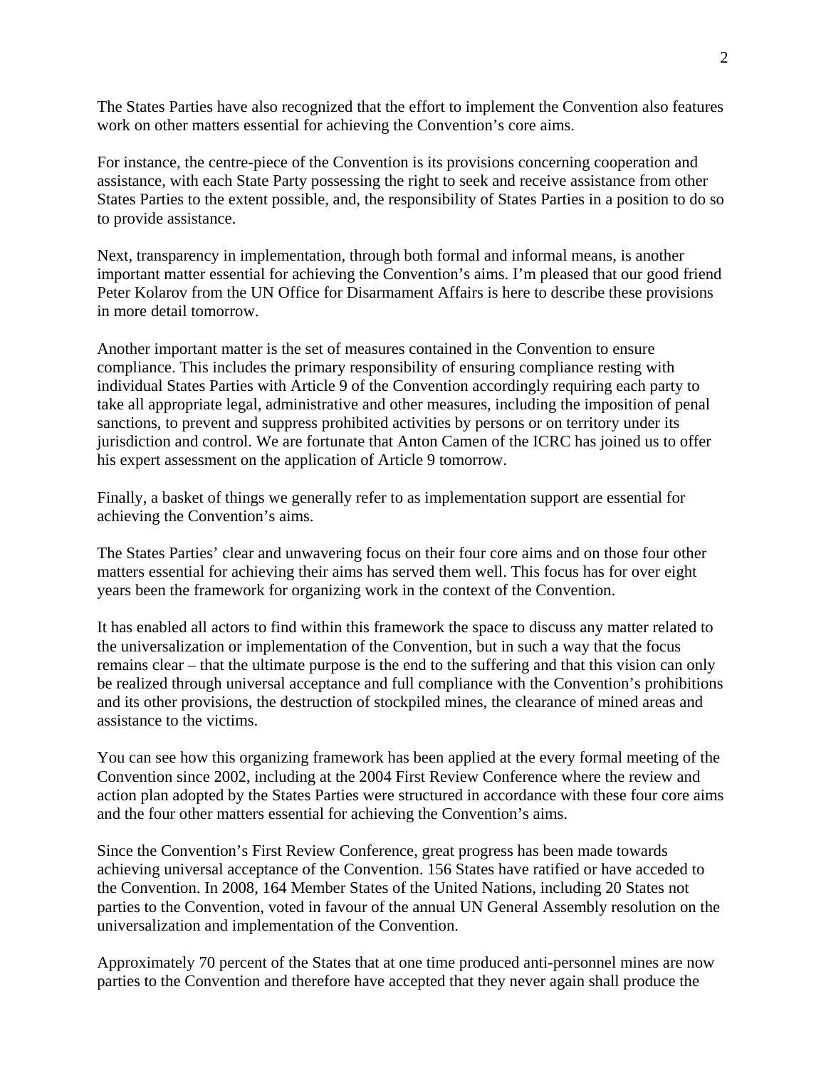The States Parties have also recognized that the effort to implement the Convention also features work on other matters essential for achieving the Convention's core aims.

For instance, the centre-piece of the Convention is its provisions concerning cooperation and assistance, with each State Party possessing the right to seek and receive assistance from other States Parties to the extent possible, and, the responsibility of States Parties in a position to do so to provide assistance.

Next, transparency in implementation, through both formal and informal means, is another important matter essential for achieving the Convention's aims. I'm pleased that our good friend Peter Kolarov from the UN Office for Disarmament Affairs is here to describe these provisions in more detail tomorrow.

Another important matter is the set of measures contained in the Convention to ensure compliance. This includes the primary responsibility of ensuring compliance resting with individual States Parties with Article 9 of the Convention accordingly requiring each party to take all appropriate legal, administrative and other measures, including the imposition of penal sanctions, to prevent and suppress prohibited activities by persons or on territory under its jurisdiction and control. We are fortunate that Anton Camen of the ICRC has joined us to offer his expert assessment on the application of Article 9 tomorrow.

Finally, a basket of things we generally refer to as implementation support are essential for achieving the Convention's aims.

The States Parties' clear and unwavering focus on their four core aims and on those four other matters essential for achieving their aims has served them well. This focus has for over eight years been the framework for organizing work in the context of the Convention.

It has enabled all actors to find within this framework the space to discuss any matter related to the universalization or implementation of the Convention, but in such a way that the focus remains clear – that the ultimate purpose is the end to the suffering and that this vision can only be realized through universal acceptance and full compliance with the Convention's prohibitions and its other provisions, the destruction of stockpiled mines, the clearance of mined areas and assistance to the victims.

You can see how this organizing framework has been applied at the every formal meeting of the Convention since 2002, including at the 2004 First Review Conference where the review and action plan adopted by the States Parties were structured in accordance with these four core aims and the four other matters essential for achieving the Convention's aims.

Since the Convention's First Review Conference, great progress has been made towards achieving universal acceptance of the Convention. 156 States have ratified or have acceded to the Convention. In 2008, 164 Member States of the United Nations, including 20 States not parties to the Convention, voted in favour of the annual UN General Assembly resolution on the universalization and implementation of the Convention.

Approximately 70 percent of the States that at one time produced anti-personnel mines are now parties to the Convention and therefore have accepted that they never again shall produce the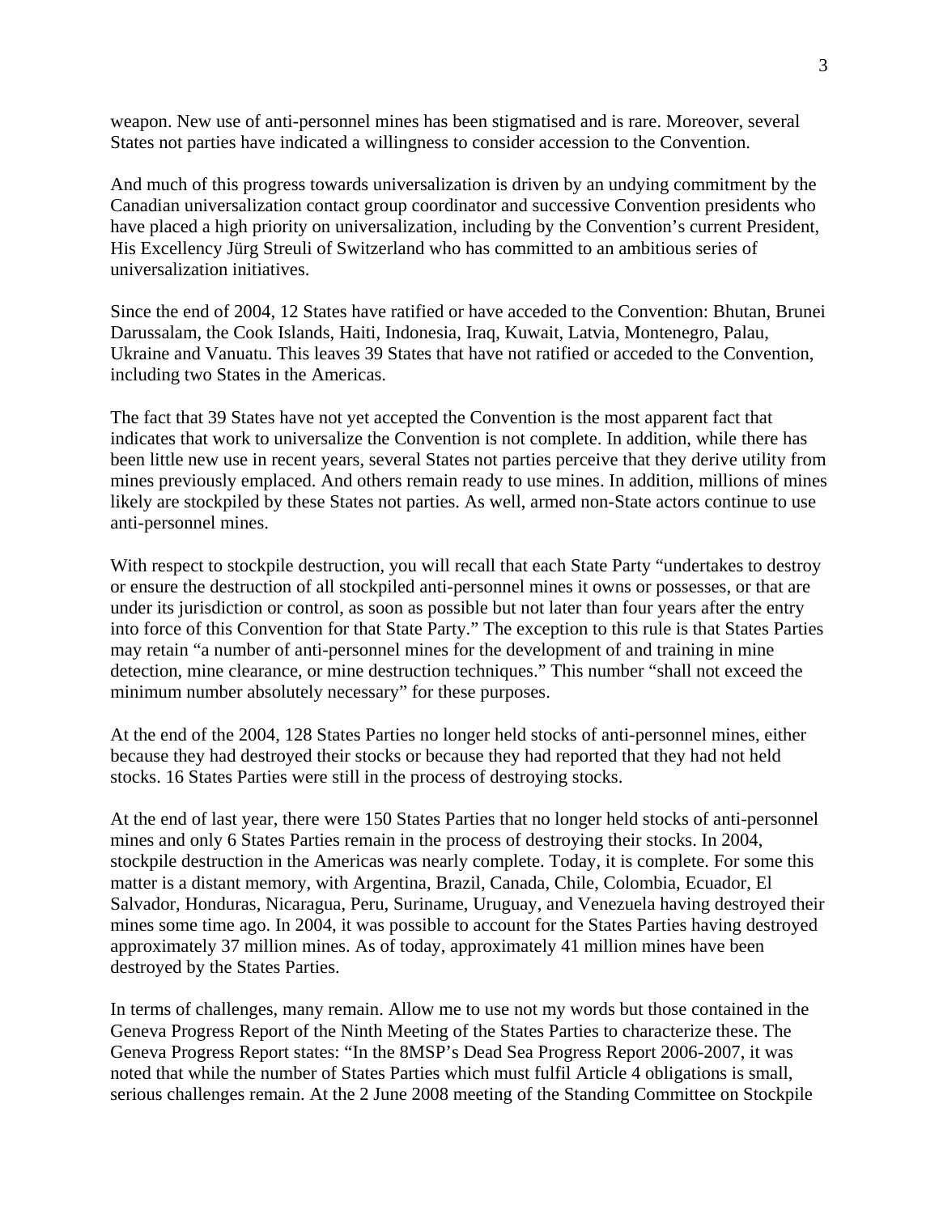weapon. New use of anti-personnel mines has been stigmatised and is rare. Moreover, several States not parties have indicated a willingness to consider accession to the Convention.

And much of this progress towards universalization is driven by an undying commitment by the Canadian universalization contact group coordinator and successive Convention presidents who have placed a high priority on universalization, including by the Convention's current President, His Excellency Jürg Streuli of Switzerland who has committed to an ambitious series of universalization initiatives.

Since the end of 2004, 12 States have ratified or have acceded to the Convention: Bhutan, Brunei Darussalam, the Cook Islands, Haiti, Indonesia, Iraq, Kuwait, Latvia, Montenegro, Palau, Ukraine and Vanuatu. This leaves 39 States that have not ratified or acceded to the Convention, including two States in the Americas.

The fact that 39 States have not yet accepted the Convention is the most apparent fact that indicates that work to universalize the Convention is not complete. In addition, while there has been little new use in recent years, several States not parties perceive that they derive utility from mines previously emplaced. And others remain ready to use mines. In addition, millions of mines likely are stockpiled by these States not parties. As well, armed non-State actors continue to use anti-personnel mines.

With respect to stockpile destruction, you will recall that each State Party "undertakes to destroy or ensure the destruction of all stockpiled anti-personnel mines it owns or possesses, or that are under its jurisdiction or control, as soon as possible but not later than four years after the entry into force of this Convention for that State Party." The exception to this rule is that States Parties may retain "a number of anti-personnel mines for the development of and training in mine detection, mine clearance, or mine destruction techniques." This number "shall not exceed the minimum number absolutely necessary" for these purposes.

At the end of the 2004, 128 States Parties no longer held stocks of anti-personnel mines, either because they had destroyed their stocks or because they had reported that they had not held stocks. 16 States Parties were still in the process of destroying stocks.

At the end of last year, there were 150 States Parties that no longer held stocks of anti-personnel mines and only 6 States Parties remain in the process of destroying their stocks. In 2004, stockpile destruction in the Americas was nearly complete. Today, it is complete. For some this matter is a distant memory, with Argentina, Brazil, Canada, Chile, Colombia, Ecuador, El Salvador, Honduras, Nicaragua, Peru, Suriname, Uruguay, and Venezuela having destroyed their mines some time ago. In 2004, it was possible to account for the States Parties having destroyed approximately 37 million mines. As of today, approximately 41 million mines have been destroyed by the States Parties.

In terms of challenges, many remain. Allow me to use not my words but those contained in the Geneva Progress Report of the Ninth Meeting of the States Parties to characterize these. The Geneva Progress Report states: "In the 8MSP's Dead Sea Progress Report 2006-2007, it was noted that while the number of States Parties which must fulfil Article 4 obligations is small, serious challenges remain. At the 2 June 2008 meeting of the Standing Committee on Stockpile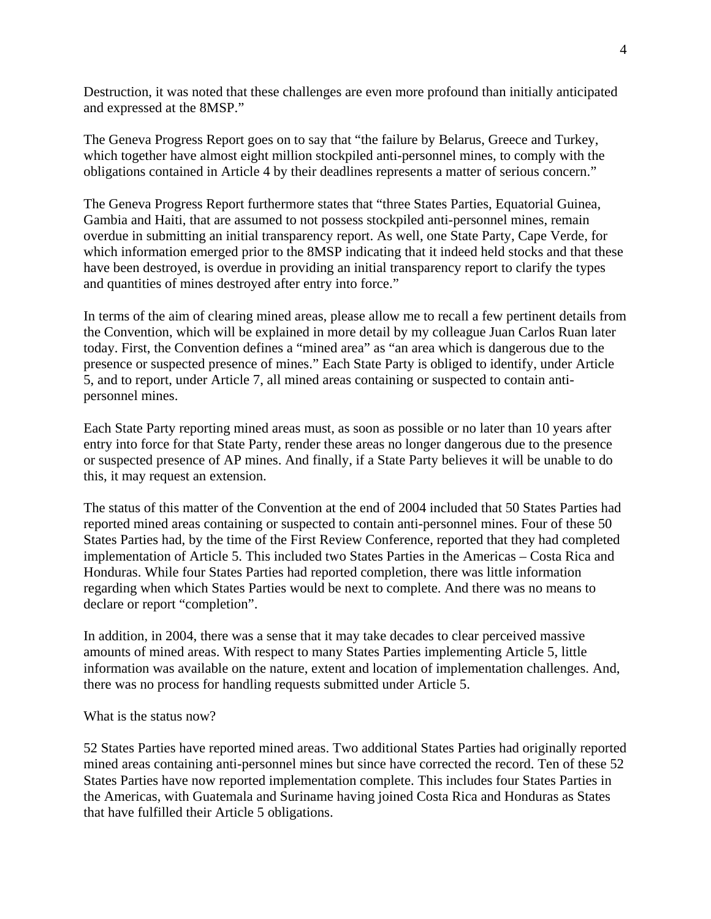Destruction, it was noted that these challenges are even more profound than initially anticipated and expressed at the 8MSP."

The Geneva Progress Report goes on to say that "the failure by Belarus, Greece and Turkey, which together have almost eight million stockpiled anti-personnel mines, to comply with the obligations contained in Article 4 by their deadlines represents a matter of serious concern."

The Geneva Progress Report furthermore states that "three States Parties, Equatorial Guinea, Gambia and Haiti, that are assumed to not possess stockpiled anti-personnel mines, remain overdue in submitting an initial transparency report. As well, one State Party, Cape Verde, for which information emerged prior to the 8MSP indicating that it indeed held stocks and that these have been destroyed, is overdue in providing an initial transparency report to clarify the types and quantities of mines destroyed after entry into force."

In terms of the aim of clearing mined areas, please allow me to recall a few pertinent details from the Convention, which will be explained in more detail by my colleague Juan Carlos Ruan later today. First, the Convention defines a "mined area" as "an area which is dangerous due to the presence or suspected presence of mines." Each State Party is obliged to identify, under Article 5, and to report, under Article 7, all mined areas containing or suspected to contain anti-personnel mines.

Each State Party reporting mined areas must, as soon as possible or no later than 10 years after entry into force for that State Party, render these areas no longer dangerous due to the presence or suspected presence of AP mines. And finally, if a State Party believes it will be unable to do this, it may request an extension.

The status of this matter of the Convention at the end of 2004 included that 50 States Parties had reported mined areas containing or suspected to contain anti-personnel mines. Four of these 50 States Parties had, by the time of the First Review Conference, reported that they had completed implementation of Article 5. This included two States Parties in the Americas – Costa Rica and Honduras. While four States Parties had reported completion, there was little information regarding when which States Parties would be next to complete. And there was no means to declare or report "completion".

In addition, in 2004, there was a sense that it may take decades to clear perceived massive amounts of mined areas. With respect to many States Parties implementing Article 5, little information was available on the nature, extent and location of implementation challenges. And, there was no process for handling requests submitted under Article 5.

What is the status now?

52 States Parties have reported mined areas. Two additional States Parties had originally reported mined areas containing anti-personnel mines but since have corrected the record. Ten of these 52 States Parties have now reported implementation complete. This includes four States Parties in the Americas, with Guatemala and Suriname having joined Costa Rica and Honduras as States that have fulfilled their Article 5 obligations.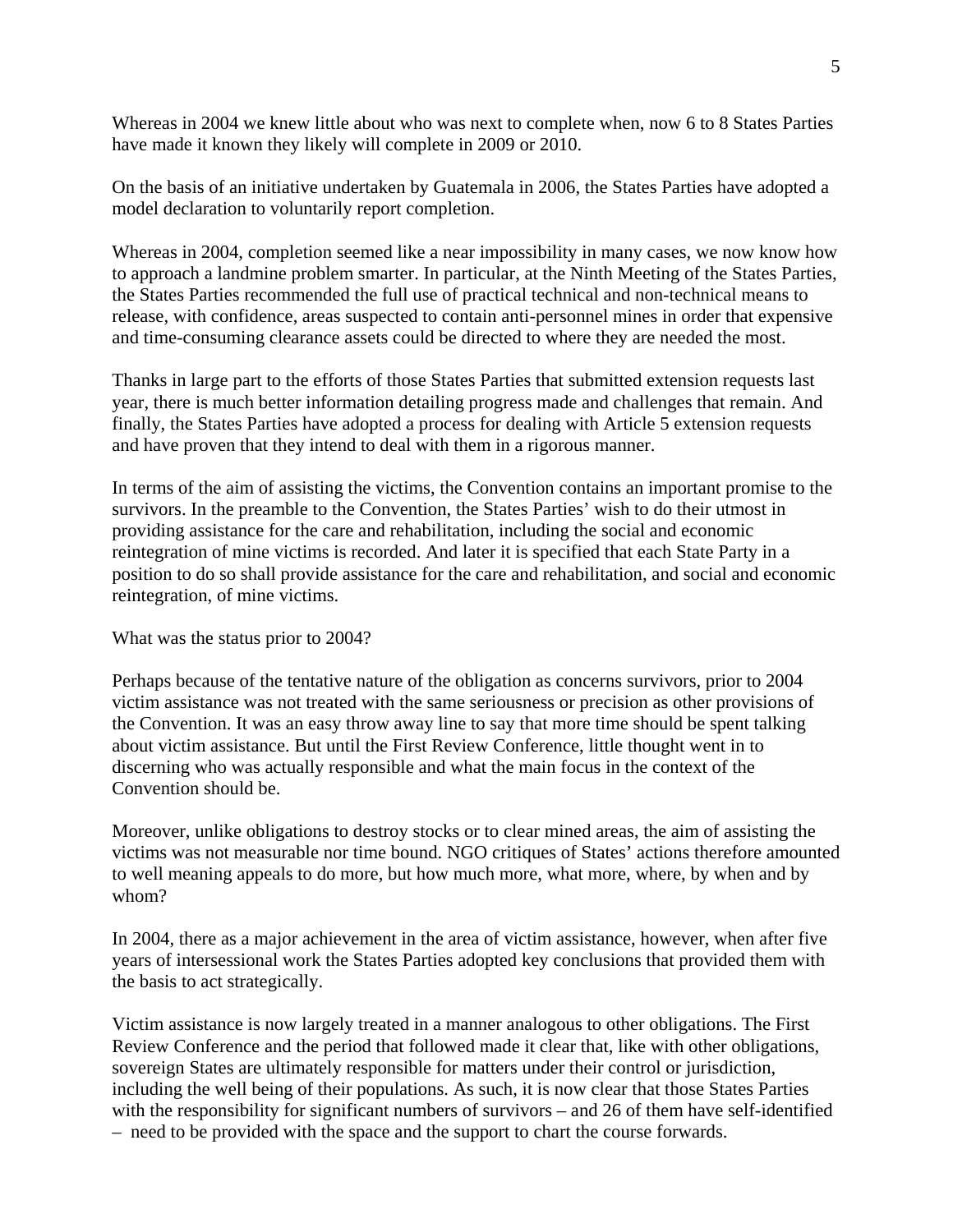Whereas in 2004 we knew little about who was next to complete when, now 6 to 8 States Parties have made it known they likely will complete in 2009 or 2010.

On the basis of an initiative undertaken by Guatemala in 2006, the States Parties have adopted a model declaration to voluntarily report completion.

Whereas in 2004, completion seemed like a near impossibility in many cases, we now know how to approach a landmine problem smarter. In particular, at the Ninth Meeting of the States Parties, the States Parties recommended the full use of practical technical and non-technical means to release, with confidence, areas suspected to contain anti-personnel mines in order that expensive and time-consuming clearance assets could be directed to where they are needed the most.

Thanks in large part to the efforts of those States Parties that submitted extension requests last year, there is much better information detailing progress made and challenges that remain. And finally, the States Parties have adopted a process for dealing with Article 5 extension requests and have proven that they intend to deal with them in a rigorous manner.

In terms of the aim of assisting the victims, the Convention contains an important promise to the survivors. In the preamble to the Convention, the States Parties' wish to do their utmost in providing assistance for the care and rehabilitation, including the social and economic reintegration of mine victims is recorded. And later it is specified that each State Party in a position to do so shall provide assistance for the care and rehabilitation, and social and economic reintegration, of mine victims.

What was the status prior to 2004?

Perhaps because of the tentative nature of the obligation as concerns survivors, prior to 2004 victim assistance was not treated with the same seriousness or precision as other provisions of the Convention. It was an easy throw away line to say that more time should be spent talking about victim assistance. But until the First Review Conference, little thought went in to discerning who was actually responsible and what the main focus in the context of the Convention should be.

Moreover, unlike obligations to destroy stocks or to clear mined areas, the aim of assisting the victims was not measurable nor time bound. NGO critiques of States' actions therefore amounted to well meaning appeals to do more, but how much more, what more, where, by when and by whom?

In 2004, there as a major achievement in the area of victim assistance, however, when after five years of intersessional work the States Parties adopted key conclusions that provided them with the basis to act strategically.

Victim assistance is now largely treated in a manner analogous to other obligations. The First Review Conference and the period that followed made it clear that, like with other obligations, sovereign States are ultimately responsible for matters under their control or jurisdiction, including the well being of their populations. As such, it is now clear that those States Parties with the responsibility for significant numbers of survivors – and 26 of them have self-identified – need to be provided with the space and the support to chart the course forwards.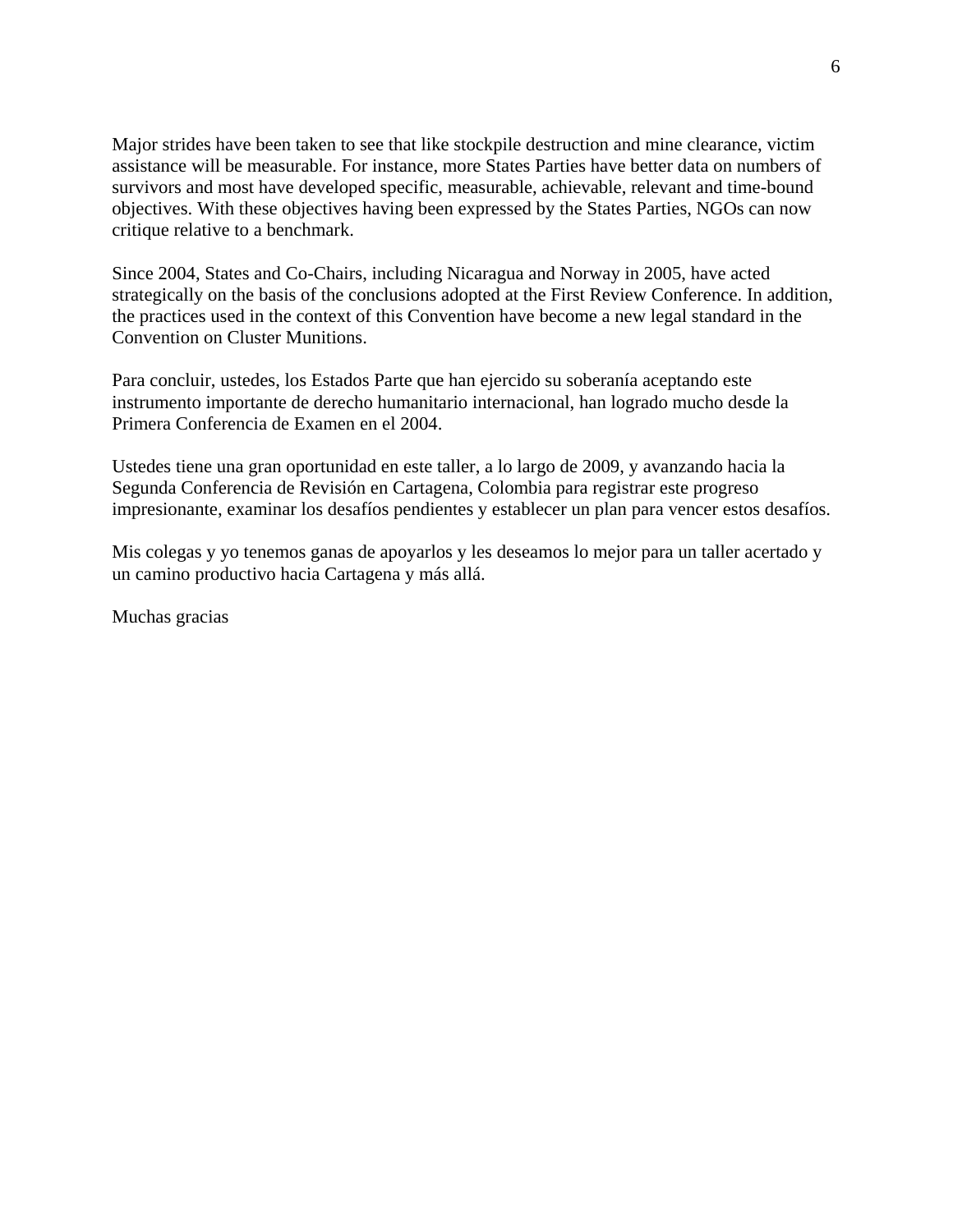Major strides have been taken to see that like stockpile destruction and mine clearance, victim assistance will be measurable. For instance, more States Parties have better data on numbers of survivors and most have developed specific, measurable, achievable, relevant and time-bound objectives. With these objectives having been expressed by the States Parties, NGOs can now critique relative to a benchmark.

Since 2004, States and Co-Chairs, including Nicaragua and Norway in 2005, have acted strategically on the basis of the conclusions adopted at the First Review Conference. In addition, the practices used in the context of this Convention have become a new legal standard in the Convention on Cluster Munitions.

Para concluir, ustedes, los Estados Parte que han ejercido su soberanía aceptando este instrumento importante de derecho humanitario internacional, han logrado mucho desde la Primera Conferencia de Examen en el 2004.

Ustedes tiene una gran oportunidad en este taller, a lo largo de 2009, y avanzando hacia la Segunda Conferencia de Revisión en Cartagena, Colombia para registrar este progreso impresionante, examinar los desafíos pendientes y establecer un plan para vencer estos desafíos.

Mis colegas y yo tenemos ganas de apoyarlos y les deseamos lo mejor para un taller acertado y un camino productivo hacia Cartagena y más allá.

Muchas gracias